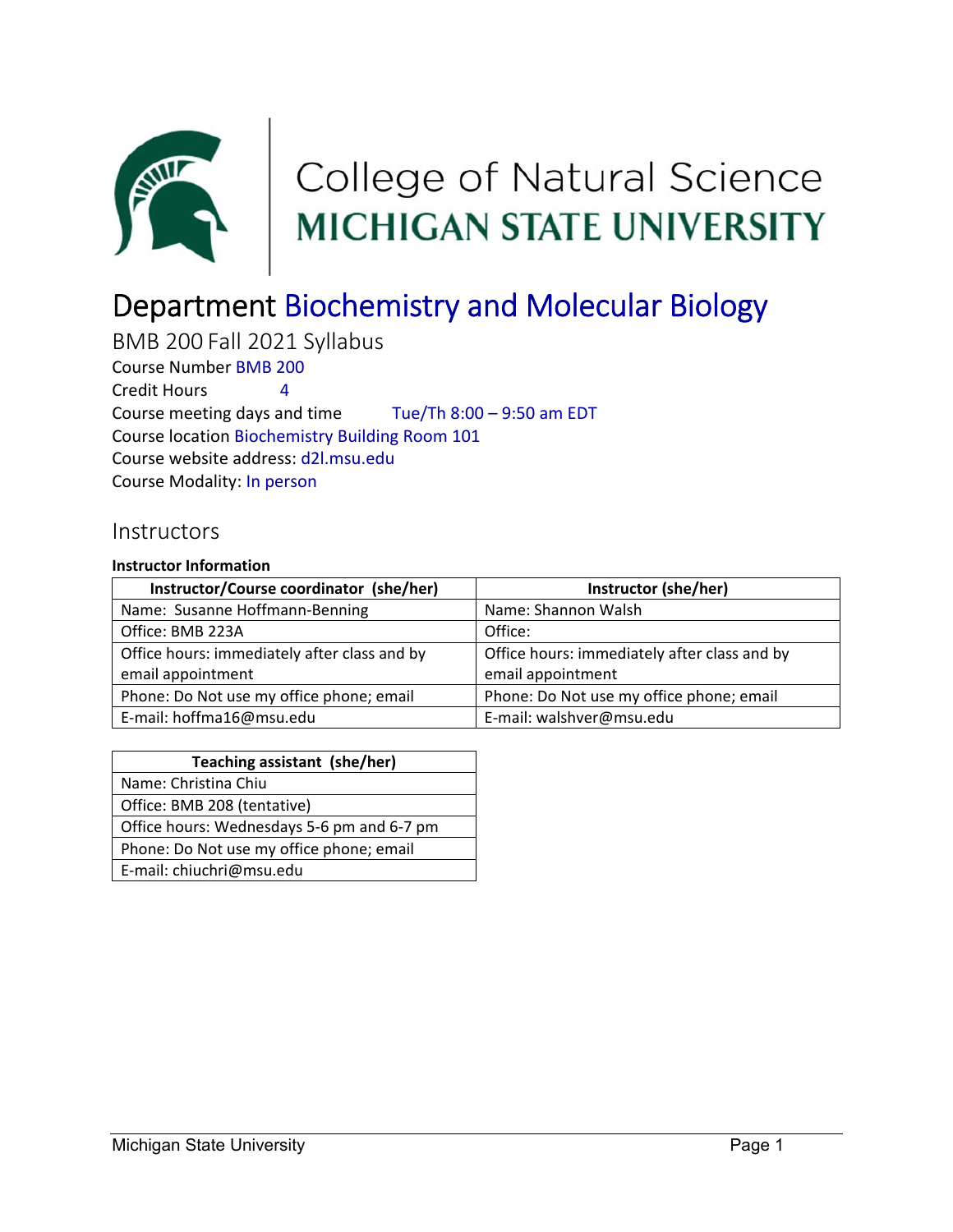College of Natural Science
MICHIGAN STATE UNIVERSITY

# Department Biochemistry and Molecular Biology

## BMB 200 Fall 2021 Syllabus

Course Number BMB 200
Credit Hours 4
Course meeting days and time Tue/Th 8:00 – 9:50 am EDT
Course location Biochemistry Building Room 101
Course website address: d2l.msu.edu
Course Modality: In person

## Instructors

**Instructor Information**

| Instructor/Course coordinator (she/her) | Instructor (she/her) |
| --- | --- |
| Name: Susanne Hoffmann-Benning | Name: Shannon Walsh |
| Office: BMB 223A | Office: |
| Office hours: immediately after class and by email appointment | Office hours: immediately after class and by email appointment |
| Phone: Do Not use my office phone; email | Phone: Do Not use my office phone; email |
| E-mail: hoffma16@msu.edu | E-mail: walshver@msu.edu |

| Teaching assistant (she/her) |
| --- |
| Name: Christina Chiu |
| Office: BMB 208 (tentative) |
| Office hours: Wednesdays 5-6 pm and 6-7 pm |
| Phone: Do Not use my office phone; email |
| E-mail: chiuchri@msu.edu |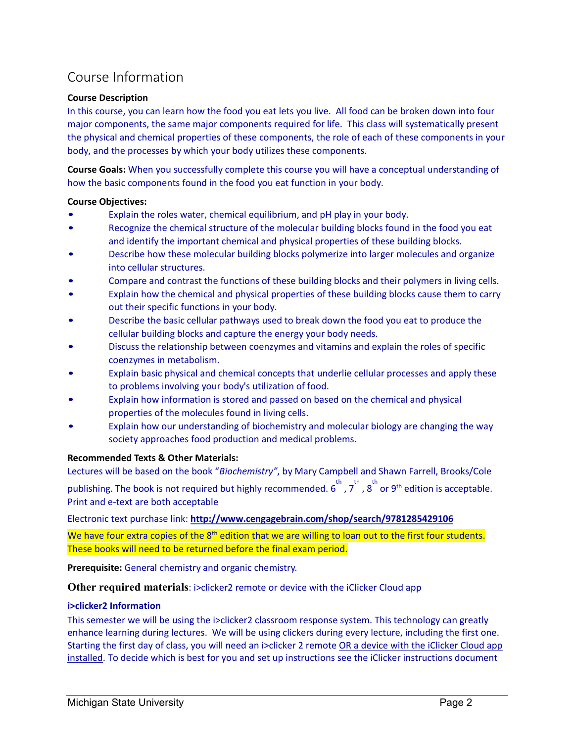# Course Information

**Course Description**

In this course, you can learn how the food you eat lets you live. All food can be broken down into four major components, the same major components required for life. This class will systematically present the physical and chemical properties of these components, the role of each of these components in your body, and the processes by which your body utilizes these components.

**Course Goals:** When you successfully complete this course you will have a conceptual understanding of how the basic components found in the food you eat function in your body.

**Course Objectives:**

- Explain the roles water, chemical equilibrium, and pH play in your body.
- Recognize the chemical structure of the molecular building blocks found in the food you eat and identify the important chemical and physical properties of these building blocks.
- Describe how these molecular building blocks polymerize into larger molecules and organize into cellular structures.
- Compare and contrast the functions of these building blocks and their polymers in living cells.
- Explain how the chemical and physical properties of these building blocks cause them to carry out their specific functions in your body.
- Describe the basic cellular pathways used to break down the food you eat to produce the cellular building blocks and capture the energy your body needs.
- Discuss the relationship between coenzymes and vitamins and explain the roles of specific coenzymes in metabolism.
- Explain basic physical and chemical concepts that underlie cellular processes and apply these to problems involving your body's utilization of food.
- Explain how information is stored and passed on based on the chemical and physical properties of the molecules found in living cells.
- Explain how our understanding of biochemistry and molecular biology are changing the way society approaches food production and medical problems.

**Recommended Texts & Other Materials:**

Lectures will be based on the book "*Biochemistry*", by Mary Campbell and Shawn Farrell, Brooks/Cole publishing. The book is not required but highly recommended. 6th, 7th, 8th or 9th edition is acceptable. Print and e-text are both acceptable

Electronic text purchase link: **http://www.cengagebrain.com/shop/search/9781285429106**

We have four extra copies of the 8th edition that we are willing to loan out to the first four students. These books will need to be returned before the final exam period.

**Prerequisite:** General chemistry and organic chemistry.

**Other required materials**: i>clicker2 remote or device with the iClicker Cloud app

**i>clicker2 Information**

This semester we will be using the i>clicker2 classroom response system. This technology can greatly enhance learning during lectures. We will be using clickers during every lecture, including the first one. Starting the first day of class, you will need an i>clicker 2 remote OR a device with the iClicker Cloud app installed. To decide which is best for you and set up instructions see the iClicker instructions document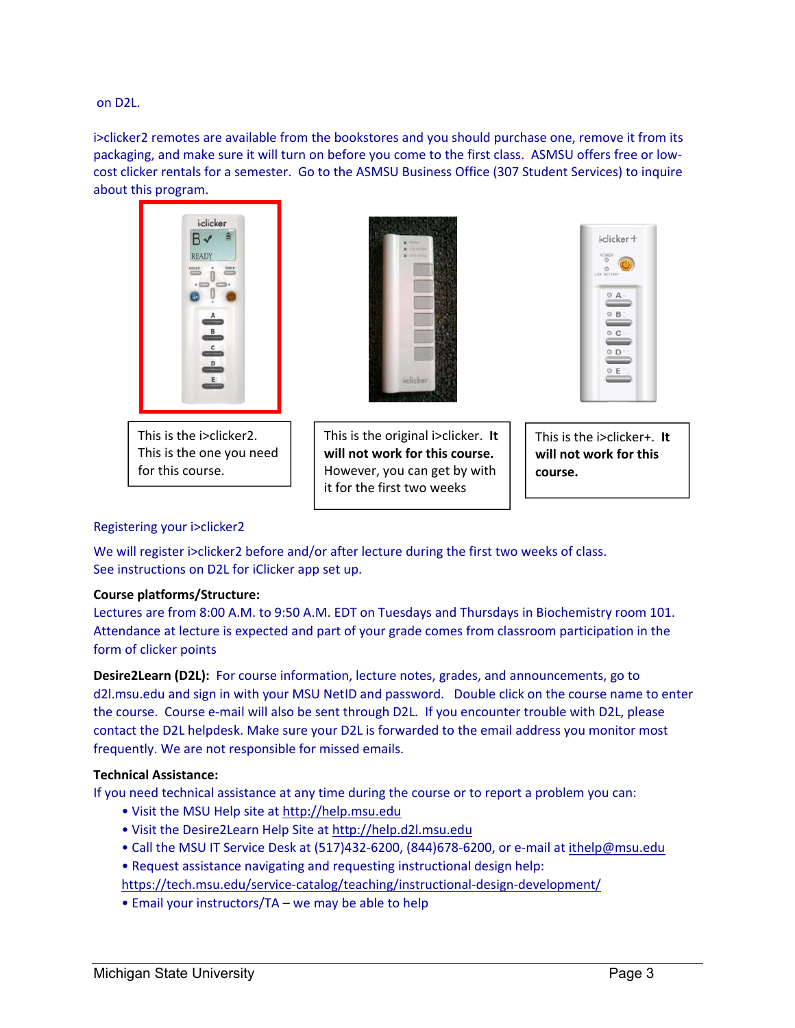on D2L.

i>clicker2 remotes are available from the bookstores and you should purchase one, remove it from its packaging, and make sure it will turn on before you come to the first class. ASMSU offers free or low-cost clicker rentals for a semester. Go to the ASMSU Business Office (307 Student Services) to inquire about this program.

| This is the i>clicker2. This is the one you need for this course. | This is the original i>clicker. **It will not work for this course.** However, you can get by with it for the first two weeks | This is the i>clicker+. **It will not work for this course.** |
|---|---|---|

Registering your i>clicker2

We will register i>clicker2 before and/or after lecture during the first two weeks of class. See instructions on D2L for iClicker app set up.

**Course platforms/Structure:**
Lectures are from 8:00 A.M. to 9:50 A.M. EDT on Tuesdays and Thursdays in Biochemistry room 101. Attendance at lecture is expected and part of your grade comes from classroom participation in the form of clicker points

**Desire2Learn (D2L):** For course information, lecture notes, grades, and announcements, go to d2l.msu.edu and sign in with your MSU NetID and password. Double click on the course name to enter the course. Course e-mail will also be sent through D2L. If you encounter trouble with D2L, please contact the D2L helpdesk. Make sure your D2L is forwarded to the email address you monitor most frequently. We are not responsible for missed emails.

**Technical Assistance:**
If you need technical assistance at any time during the course or to report a problem you can:

- Visit the MSU Help site at http://help.msu.edu
- Visit the Desire2Learn Help Site at http://help.d2l.msu.edu
- Call the MSU IT Service Desk at (517)432-6200, (844)678-6200, or e-mail at ithelp@msu.edu
- Request assistance navigating and requesting instructional design help: https://tech.msu.edu/service-catalog/teaching/instructional-design-development/
- Email your instructors/TA – we may be able to help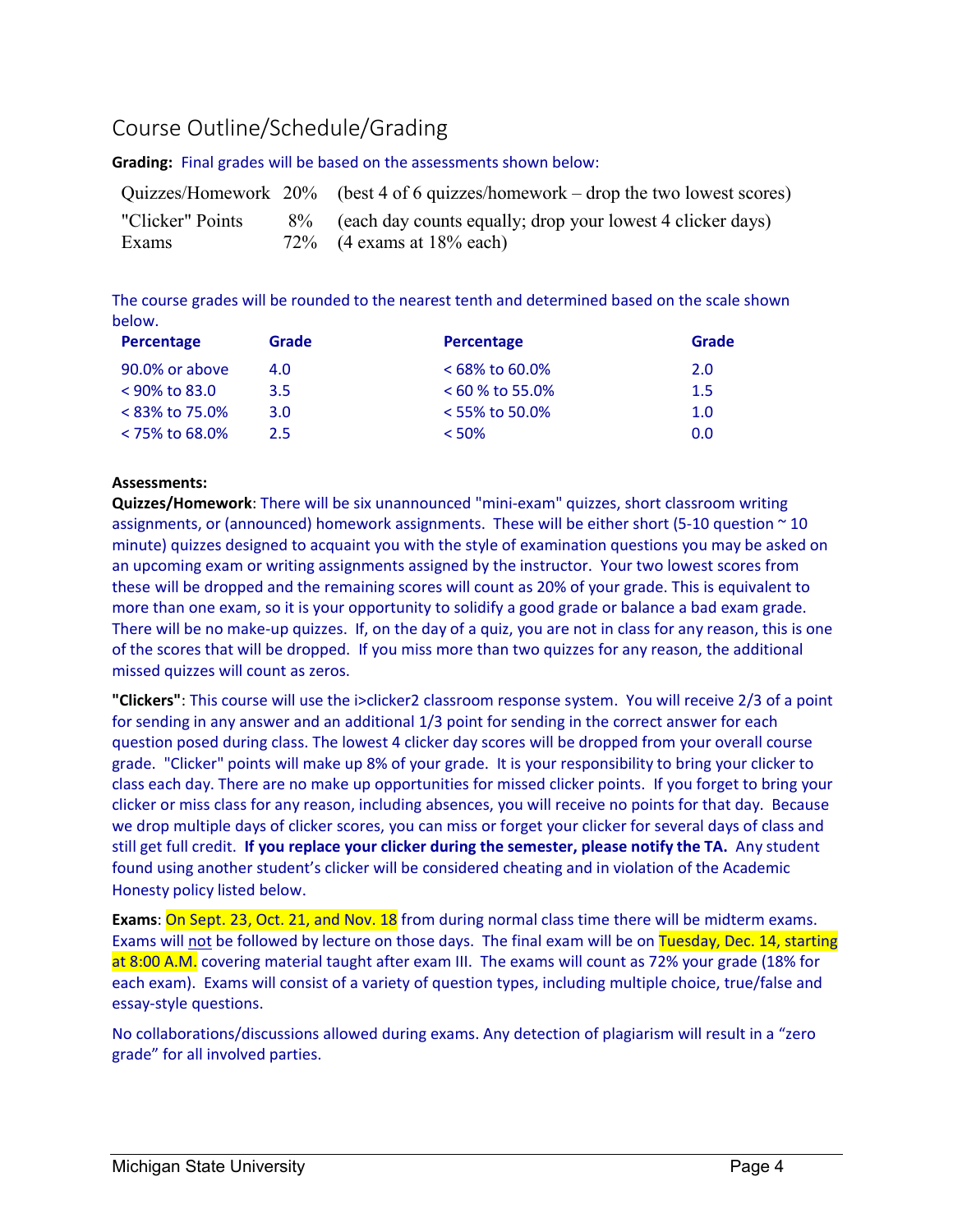## Course Outline/Schedule/Grading

**Grading:** Final grades will be based on the assessments shown below:

| | | |
|---|---|---|
| Quizzes/Homework | 20% | (best 4 of 6 quizzes/homework – drop the two lowest scores) |
| "Clicker" Points | 8% | (each day counts equally; drop your lowest 4 clicker days) |
| Exams | 72% | (4 exams at 18% each) |

The course grades will be rounded to the nearest tenth and determined based on the scale shown below.

| Percentage | Grade | Percentage | Grade |
|---|---|---|---|
| 90.0% or above | 4.0 | < 68% to 60.0% | 2.0 |
| < 90% to 83.0 | 3.5 | < 60 % to 55.0% | 1.5 |
| < 83% to 75.0% | 3.0 | < 55% to 50.0% | 1.0 |
| < 75% to 68.0% | 2.5 | < 50% | 0.0 |

**Assessments:**

**Quizzes/Homework**: There will be six unannounced "mini-exam" quizzes, short classroom writing assignments, or (announced) homework assignments. These will be either short (5-10 question ~ 10 minute) quizzes designed to acquaint you with the style of examination questions you may be asked on an upcoming exam or writing assignments assigned by the instructor. Your two lowest scores from these will be dropped and the remaining scores will count as 20% of your grade. This is equivalent to more than one exam, so it is your opportunity to solidify a good grade or balance a bad exam grade. There will be no make-up quizzes. If, on the day of a quiz, you are not in class for any reason, this is one of the scores that will be dropped. If you miss more than two quizzes for any reason, the additional missed quizzes will count as zeros.

**"Clickers"**: This course will use the i>clicker2 classroom response system. You will receive 2/3 of a point for sending in any answer and an additional 1/3 point for sending in the correct answer for each question posed during class. The lowest 4 clicker day scores will be dropped from your overall course grade. "Clicker" points will make up 8% of your grade. It is your responsibility to bring your clicker to class each day. There are no make up opportunities for missed clicker points. If you forget to bring your clicker or miss class for any reason, including absences, you will receive no points for that day. Because we drop multiple days of clicker scores, you can miss or forget your clicker for several days of class and still get full credit. **If you replace your clicker during the semester, please notify the TA.** Any student found using another student's clicker will be considered cheating and in violation of the Academic Honesty policy listed below.

**Exams**: On Sept. 23, Oct. 21, and Nov. 18 from during normal class time there will be midterm exams. Exams will not be followed by lecture on those days. The final exam will be on Tuesday, Dec. 14, starting at 8:00 A.M. covering material taught after exam III. The exams will count as 72% your grade (18% for each exam). Exams will consist of a variety of question types, including multiple choice, true/false and essay-style questions.

No collaborations/discussions allowed during exams. Any detection of plagiarism will result in a "zero grade" for all involved parties.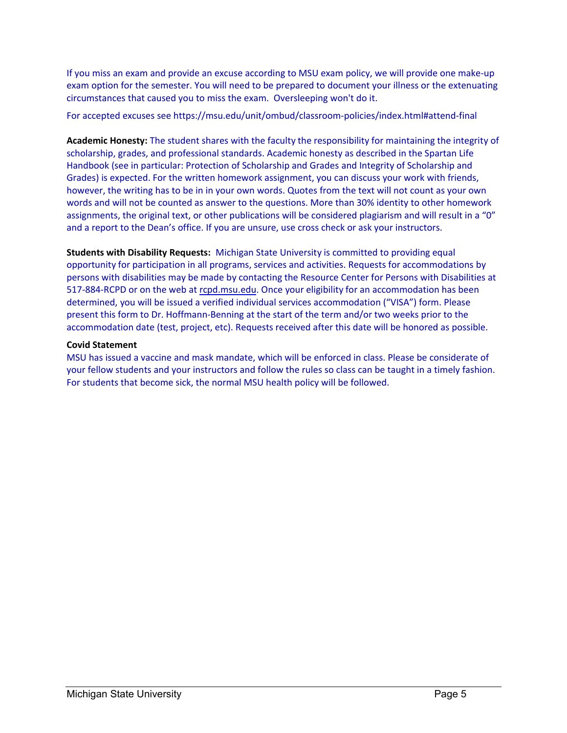If you miss an exam and provide an excuse according to MSU exam policy, we will provide one make-up exam option for the semester. You will need to be prepared to document your illness or the extenuating circumstances that caused you to miss the exam. Oversleeping won't do it.

For accepted excuses see https://msu.edu/unit/ombud/classroom-policies/index.html#attend-final

**Academic Honesty:** The student shares with the faculty the responsibility for maintaining the integrity of scholarship, grades, and professional standards. Academic honesty as described in the Spartan Life Handbook (see in particular: Protection of Scholarship and Grades and Integrity of Scholarship and Grades) is expected. For the written homework assignment, you can discuss your work with friends, however, the writing has to be in in your own words. Quotes from the text will not count as your own words and will not be counted as answer to the questions. More than 30% identity to other homework assignments, the original text, or other publications will be considered plagiarism and will result in a "0" and a report to the Dean's office. If you are unsure, use cross check or ask your instructors.

**Students with Disability Requests:** Michigan State University is committed to providing equal opportunity for participation in all programs, services and activities. Requests for accommodations by persons with disabilities may be made by contacting the Resource Center for Persons with Disabilities at 517-884-RCPD or on the web at rcpd.msu.edu. Once your eligibility for an accommodation has been determined, you will be issued a verified individual services accommodation ("VISA") form. Please present this form to Dr. Hoffmann-Benning at the start of the term and/or two weeks prior to the accommodation date (test, project, etc). Requests received after this date will be honored as possible.

**Covid Statement**

MSU has issued a vaccine and mask mandate, which will be enforced in class. Please be considerate of your fellow students and your instructors and follow the rules so class can be taught in a timely fashion. For students that become sick, the normal MSU health policy will be followed.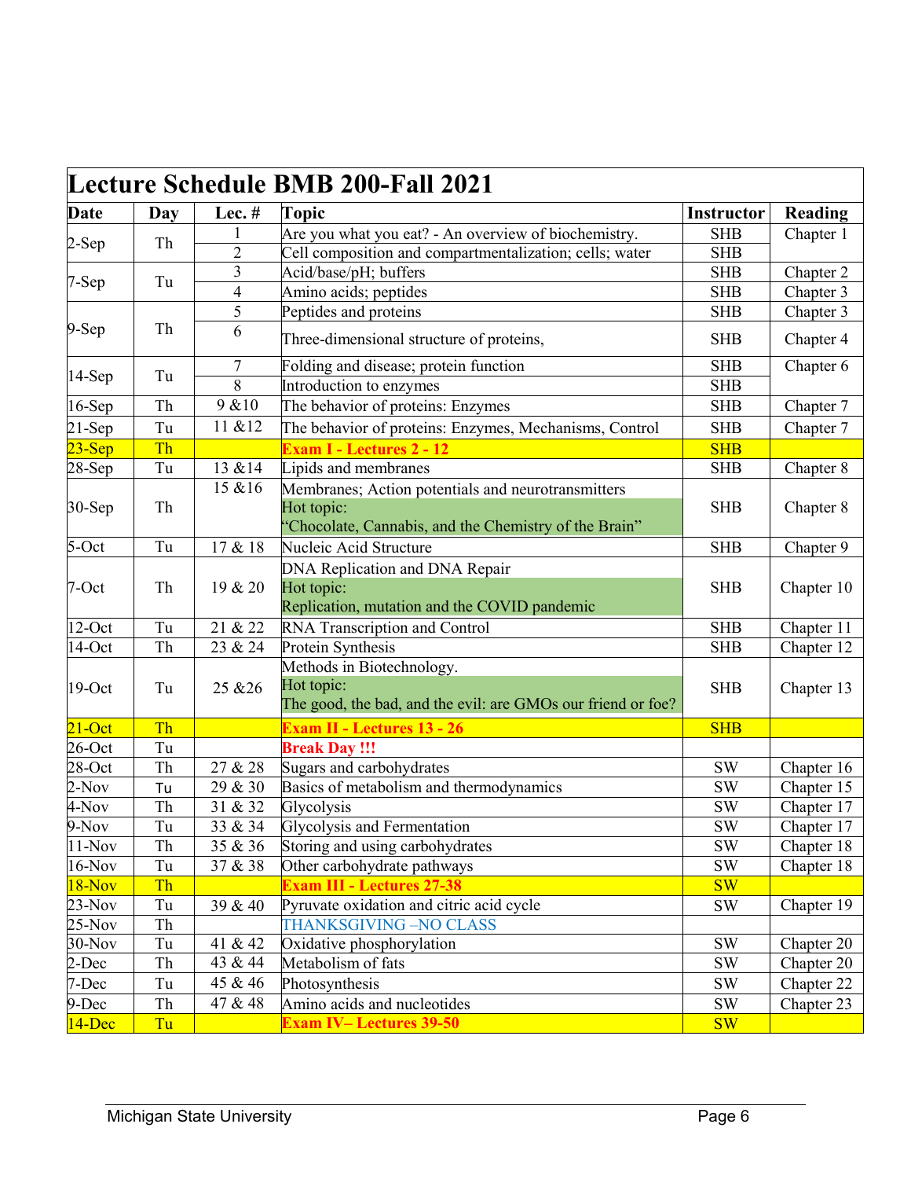# Lecture Schedule BMB 200-Fall 2021

| Date | Day | Lec. # | Topic | Instructor | Reading |
|---|---|---|---|---|---|
| 2-Sep | Th | 1 | Are you what you eat? - An overview of biochemistry. | SHB | Chapter 1 |
| | | 2 | Cell composition and compartmentalization; cells; water | SHB | |
| 7-Sep | Tu | 3 | Acid/base/pH; buffers | SHB | Chapter 2 |
| | | 4 | Amino acids; peptides | SHB | Chapter 3 |
| 9-Sep | Th | 5 | Peptides and proteins | SHB | Chapter 3 |
| | | 6 | Three-dimensional structure of proteins, | SHB | Chapter 4 |
| 14-Sep | Tu | 7 | Folding and disease; protein function | SHB | Chapter 6 |
| | | 8 | Introduction to enzymes | SHB | |
| 16-Sep | Th | 9 &10 | The behavior of proteins: Enzymes | SHB | Chapter 7 |
| 21-Sep | Tu | 11 &12 | The behavior of proteins: Enzymes, Mechanisms, Control | SHB | Chapter 7 |
| 23-Sep | Th | | **Exam I - Lectures 2 - 12** | SHB | |
| 28-Sep | Tu | 13 &14 | Lipids and membranes | SHB | Chapter 8 |
| 30-Sep | Th | 15 &16 | Membranes; Action potentials and neurotransmitters<br>Hot topic:<br>"Chocolate, Cannabis, and the Chemistry of the Brain" | SHB | Chapter 8 |
| 5-Oct | Tu | 17 & 18 | Nucleic Acid Structure | SHB | Chapter 9 |
| 7-Oct | Th | 19 & 20 | DNA Replication and DNA Repair<br>Hot topic:<br>Replication, mutation and the COVID pandemic | SHB | Chapter 10 |
| 12-Oct | Tu | 21 & 22 | RNA Transcription and Control | SHB | Chapter 11 |
| 14-Oct | Th | 23 & 24 | Protein Synthesis | SHB | Chapter 12 |
| 19-Oct | Tu | 25 &26 | Methods in Biotechnology.<br>Hot topic:<br>The good, the bad, and the evil: are GMOs our friend or foe? | SHB | Chapter 13 |
| 21-Oct | Th | | **Exam II - Lectures 13 - 26** | SHB | |
| 26-Oct | Tu | | **Break Day !!!** | | |
| 28-Oct | Th | 27 & 28 | Sugars and carbohydrates | SW | Chapter 16 |
| 2-Nov | Tu | 29 & 30 | Basics of metabolism and thermodynamics | SW | Chapter 15 |
| 4-Nov | Th | 31 & 32 | Glycolysis | SW | Chapter 17 |
| 9-Nov | Tu | 33 & 34 | Glycolysis and Fermentation | SW | Chapter 17 |
| 11-Nov | Th | 35 & 36 | Storing and using carbohydrates | SW | Chapter 18 |
| 16-Nov | Tu | 37 & 38 | Other carbohydrate pathways | SW | Chapter 18 |
| 18-Nov | Th | | **Exam III - Lectures 27-38** | SW | |
| 23-Nov | Tu | 39 & 40 | Pyruvate oxidation and citric acid cycle | SW | Chapter 19 |
| 25-Nov | Th | | THANKSGIVING –NO CLASS | | |
| 30-Nov | Tu | 41 & 42 | Oxidative phosphorylation | SW | Chapter 20 |
| 2-Dec | Th | 43 & 44 | Metabolism of fats | SW | Chapter 20 |
| 7-Dec | Tu | 45 & 46 | Photosynthesis | SW | Chapter 22 |
| 9-Dec | Th | 47 & 48 | Amino acids and nucleotides | SW | Chapter 23 |
| 14-Dec | Tu | | **Exam IV– Lectures 39-50** | SW | |